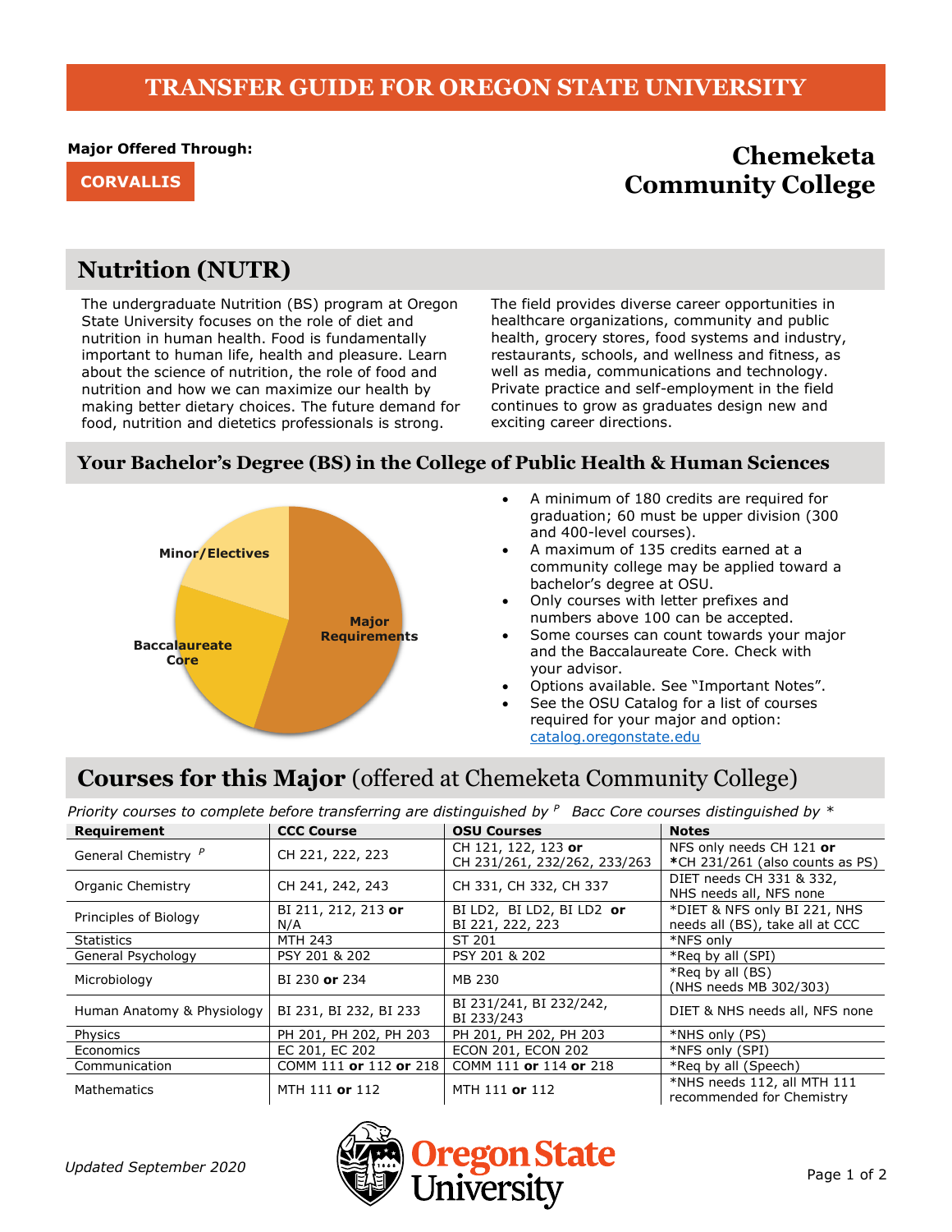# TRANSFER GUIDE FOR OREGON STATE UNIVERSITY

**Major Offered Through:**

**CORVALLIS**

## Chemeketa Community College

## Nutrition (NUTR)

The undergraduate Nutrition (BS) program at Oregon State University focuses on the role of diet and nutrition in human health. Food is fundamentally important to human life, health and pleasure. Learn about the science of nutrition, the role of food and nutrition and how we can maximize our health by making better dietary choices. The future demand for food, nutrition and dietetics professionals is strong.

The field provides diverse career opportunities in healthcare organizations, community and public health, grocery stores, food systems and industry, restaurants, schools, and wellness and fitness, as well as media, communications and technology. Private practice and self-employment in the field continues to grow as graduates design new and exciting career directions.

## Your Bachelor's Degree (BS) in the College of Public Health & Human Sciences

Minor/Electives

Baccalaureate Core

Major Requirements

- A minimum of 180 credits are required for graduation; 60 must be upper division (300 and 400-level courses).
- A maximum of 135 credits earned at a community college may be applied toward a bachelor's degree at OSU.
- Only courses with letter prefixes and numbers above 100 can be accepted.
- Some courses can count towards your major and the Baccalaureate Core. Check with your advisor.
- Options available. See "Important Notes".
- See the OSU Catalog for a list of courses required for your major and option: catalog.oregonstate.edu

## Courses for this Major (offered at Chemeketa Community College)

*Priority courses to complete before transferring are distinguished by P   Bacc Core courses distinguished by **

| Requirement | CCC Course | OSU Courses | Notes |
|---|---|---|---|
| General Chemistry P | CH 221, 222, 223 | CH 121, 122, 123 **or** CH 231/261, 232/262, 233/263 | NFS only needs CH 121 **or** ***CH 231/261 (also counts as PS) |
| Organic Chemistry | CH 241, 242, 243 | CH 331, CH 332, CH 337 | DIET needs CH 331 & 332, NHS needs all, NFS none |
| Principles of Biology | BI 211, 212, 213 **or** N/A | BI LD2, BI LD2, BI LD2 **or** BI 221, 222, 223 | *DIET & NFS only BI 221, NHS needs all (BS), take all at CCC |
| Statistics | MTH 243 | ST 201 | *NFS only |
| General Psychology | PSY 201 & 202 | PSY 201 & 202 | *Req by all (SPI) |
| Microbiology | BI 230 **or** 234 | MB 230 | *Req by all (BS) (NHS needs MB 302/303) |
| Human Anatomy & Physiology | BI 231, BI 232, BI 233 | BI 231/241, BI 232/242, BI 233/243 | DIET & NHS needs all, NFS none |
| Physics | PH 201, PH 202, PH 203 | PH 201, PH 202, PH 203 | *NHS only (PS) |
| Economics | EC 201, EC 202 | ECON 201, ECON 202 | *NFS only (SPI) |
| Communication | COMM 111 **or** 112 **or** 218 | COMM 111 **or** 114 **or** 218 | *Req by all (Speech) |
| Mathematics | MTH 111 **or** 112 | MTH 111 **or** 112 | *NHS needs 112, all MTH 111 recommended for Chemistry |

*Updated September 2020*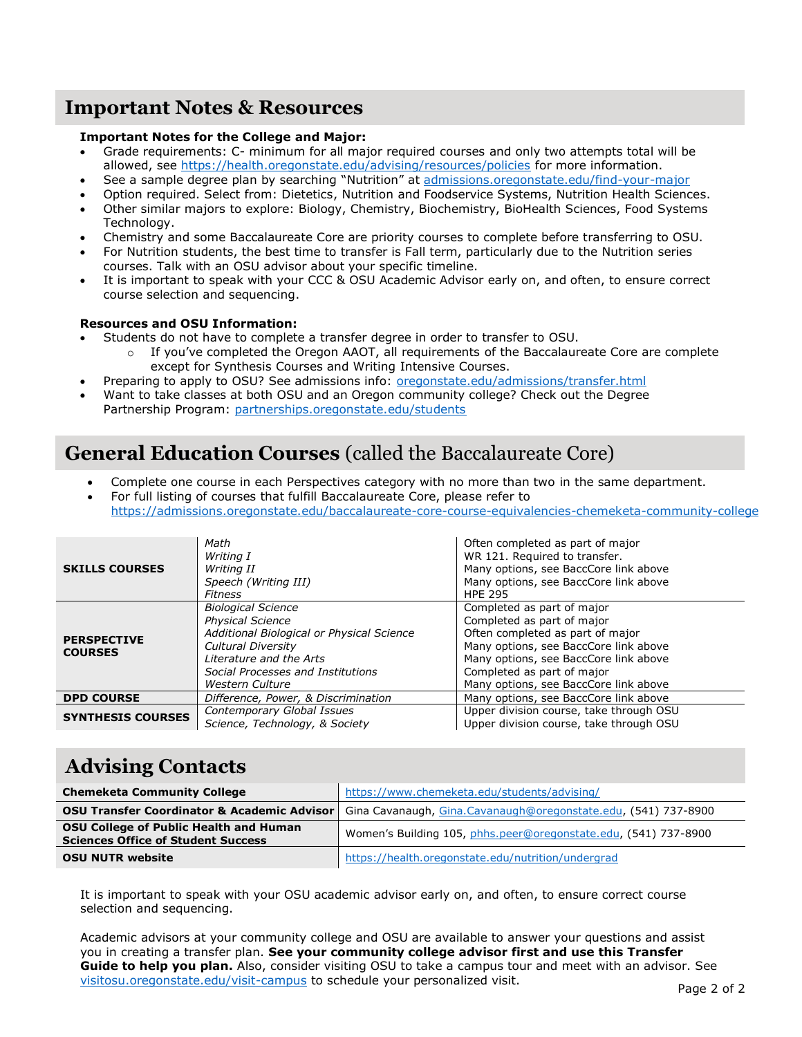## Important Notes & Resources

**Important Notes for the College and Major:**

- Grade requirements: C- minimum for all major required courses and only two attempts total will be allowed, see https://health.oregonstate.edu/advising/resources/policies for more information.
- See a sample degree plan by searching "Nutrition" at admissions.oregonstate.edu/find-your-major
- Option required. Select from: Dietetics, Nutrition and Foodservice Systems, Nutrition Health Sciences.
- Other similar majors to explore: Biology, Chemistry, Biochemistry, BioHealth Sciences, Food Systems Technology.
- Chemistry and some Baccalaureate Core are priority courses to complete before transferring to OSU.
- For Nutrition students, the best time to transfer is Fall term, particularly due to the Nutrition series courses. Talk with an OSU advisor about your specific timeline.
- It is important to speak with your CCC & OSU Academic Advisor early on, and often, to ensure correct course selection and sequencing.

**Resources and OSU Information:**

- Students do not have to complete a transfer degree in order to transfer to OSU.
  - If you've completed the Oregon AAOT, all requirements of the Baccalaureate Core are complete except for Synthesis Courses and Writing Intensive Courses.
- Preparing to apply to OSU? See admissions info: oregonstate.edu/admissions/transfer.html
- Want to take classes at both OSU and an Oregon community college? Check out the Degree Partnership Program: partnerships.oregonstate.edu/students

## General Education Courses (called the Baccalaureate Core)

- Complete one course in each Perspectives category with no more than two in the same department.
- For full listing of courses that fulfill Baccalaureate Core, please refer to https://admissions.oregonstate.edu/baccalaureate-core-course-equivalencies-chemeketa-community-college

| | | |
|---|---|---|
| **SKILLS COURSES** | *Math* | Often completed as part of major |
| | *Writing I* | WR 121. Required to transfer. |
| | *Writing II* | Many options, see BaccCore link above |
| | *Speech (Writing III)* | Many options, see BaccCore link above |
| | *Fitness* | HPE 295 |
| **PERSPECTIVE COURSES** | *Biological Science* | Completed as part of major |
| | *Physical Science* | Completed as part of major |
| | *Additional Biological or Physical Science* | Often completed as part of major |
| | *Cultural Diversity* | Many options, see BaccCore link above |
| | *Literature and the Arts* | Many options, see BaccCore link above |
| | *Social Processes and Institutions* | Completed as part of major |
| | *Western Culture* | Many options, see BaccCore link above |
| **DPD COURSE** | *Difference, Power, & Discrimination* | Many options, see BaccCore link above |
| **SYNTHESIS COURSES** | *Contemporary Global Issues* | Upper division course, take through OSU |
| | *Science, Technology, & Society* | Upper division course, take through OSU |

## Advising Contacts

| | |
|---|---|
| **Chemeketa Community College** | https://www.chemeketa.edu/students/advising/ |
| **OSU Transfer Coordinator & Academic Advisor** | Gina Cavanaugh, Gina.Cavanaugh@oregonstate.edu, (541) 737-8900 |
| **OSU College of Public Health and Human Sciences Office of Student Success** | Women's Building 105, phhs.peer@oregonstate.edu, (541) 737-8900 |
| **OSU NUTR website** | https://health.oregonstate.edu/nutrition/undergrad |

It is important to speak with your OSU academic advisor early on, and often, to ensure correct course selection and sequencing.

Academic advisors at your community college and OSU are available to answer your questions and assist you in creating a transfer plan. **See your community college advisor first and use this Transfer Guide to help you plan.** Also, consider visiting OSU to take a campus tour and meet with an advisor. See visitosu.oregonstate.edu/visit-campus to schedule your personalized visit.